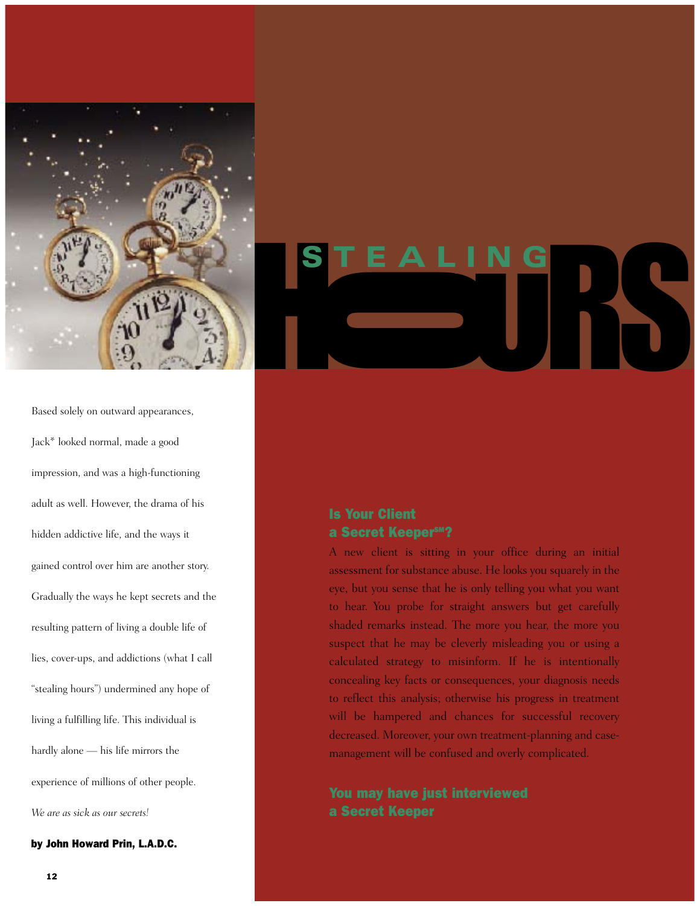# STEALING HOURS

Based solely on outward appearances, Jack* looked normal, made a good impression, and was a high-functioning adult as well. However, the drama of his hidden addictive life, and the ways it gained control over him are another story. Gradually the ways he kept secrets and the resulting pattern of living a double life of lies, cover-ups, and addictions (what I call "stealing hours") undermined any hope of living a fulfilling life. This individual is hardly alone — his life mirrors the experience of millions of other people.

*We are as sick as our secrets!*

**by John Howard Prin, L.A.D.C.**

## Is Your Client a Secret Keeper℠?

A new client is sitting in your office during an initial assessment for substance abuse. He looks you squarely in the eye, but you sense that he is only telling you what you want to hear. You probe for straight answers but get carefully shaded remarks instead. The more you hear, the more you suspect that he may be cleverly misleading you or using a calculated strategy to misinform. If he is intentionally concealing key facts or consequences, your diagnosis needs to reflect this analysis; otherwise his progress in treatment will be hampered and chances for successful recovery decreased. Moreover, your own treatment-planning and case-management will be confused and overly complicated.

## You may have just interviewed a Secret Keeper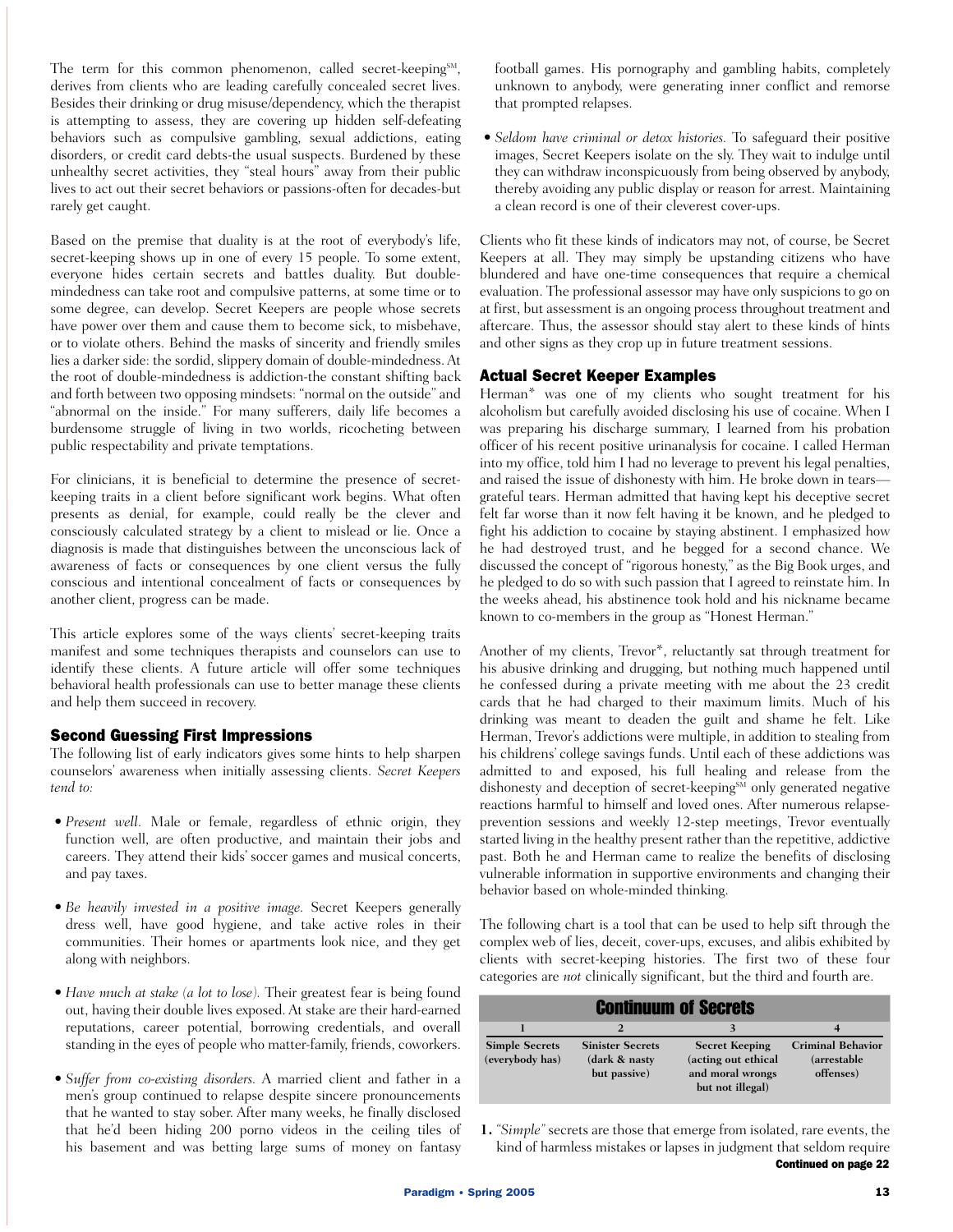The term for this common phenomenon, called secret-keeping℠, derives from clients who are leading carefully concealed secret lives. Besides their drinking or drug misuse/dependency, which the therapist is attempting to assess, they are covering up hidden self-defeating behaviors such as compulsive gambling, sexual addictions, eating disorders, or credit card debts-the usual suspects. Burdened by these unhealthy secret activities, they "steal hours" away from their public lives to act out their secret behaviors or passions-often for decades-but rarely get caught.

Based on the premise that duality is at the root of everybody's life, secret-keeping shows up in one of every 15 people. To some extent, everyone hides certain secrets and battles duality. But double-mindedness can take root and compulsive patterns, at some time or to some degree, can develop. Secret Keepers are people whose secrets have power over them and cause them to become sick, to misbehave, or to violate others. Behind the masks of sincerity and friendly smiles lies a darker side: the sordid, slippery domain of double-mindedness. At the root of double-mindedness is addiction-the constant shifting back and forth between two opposing mindsets: "normal on the outside" and "abnormal on the inside." For many sufferers, daily life becomes a burdensome struggle of living in two worlds, ricocheting between public respectability and private temptations.

For clinicians, it is beneficial to determine the presence of secret-keeping traits in a client before significant work begins. What often presents as denial, for example, could really be the clever and consciously calculated strategy by a client to mislead or lie. Once a diagnosis is made that distinguishes between the unconscious lack of awareness of facts or consequences by one client versus the fully conscious and intentional concealment of facts or consequences by another client, progress can be made.

This article explores some of the ways clients' secret-keeping traits manifest and some techniques therapists and counselors can use to identify these clients. A future article will offer some techniques behavioral health professionals can use to better manage these clients and help them succeed in recovery.

## Second Guessing First Impressions

The following list of early indicators gives some hints to help sharpen counselors' awareness when initially assessing clients. *Secret Keepers tend to:*

- *Present well.* Male or female, regardless of ethnic origin, they function well, are often productive, and maintain their jobs and careers. They attend their kids' soccer games and musical concerts, and pay taxes.
- *Be heavily invested in a positive image.* Secret Keepers generally dress well, have good hygiene, and take active roles in their communities. Their homes or apartments look nice, and they get along with neighbors.
- *Have much at stake (a lot to lose).* Their greatest fear is being found out, having their double lives exposed. At stake are their hard-earned reputations, career potential, borrowing credentials, and overall standing in the eyes of people who matter-family, friends, coworkers.
- *Suffer from co-existing disorders.* A married client and father in a men's group continued to relapse despite sincere pronouncements that he wanted to stay sober. After many weeks, he finally disclosed that he'd been hiding 200 porno videos in the ceiling tiles of his basement and was betting large sums of money on fantasy football games. His pornography and gambling habits, completely unknown to anybody, were generating inner conflict and remorse that prompted relapses.
- *Seldom have criminal or detox histories.* To safeguard their positive images, Secret Keepers isolate on the sly. They wait to indulge until they can withdraw inconspicuously from being observed by anybody, thereby avoiding any public display or reason for arrest. Maintaining a clean record is one of their cleverest cover-ups.

Clients who fit these kinds of indicators may not, of course, be Secret Keepers at all. They may simply be upstanding citizens who have blundered and have one-time consequences that require a chemical evaluation. The professional assessor may have only suspicions to go on at first, but assessment is an ongoing process throughout treatment and aftercare. Thus, the assessor should stay alert to these kinds of hints and other signs as they crop up in future treatment sessions.

## Actual Secret Keeper Examples

Herman* was one of my clients who sought treatment for his alcoholism but carefully avoided disclosing his use of cocaine. When I was preparing his discharge summary, I learned from his probation officer of his recent positive urinanalysis for cocaine. I called Herman into my office, told him I had no leverage to prevent his legal penalties, and raised the issue of dishonesty with him. He broke down in tears—grateful tears. Herman admitted that having kept his deceptive secret felt far worse than it now felt having it be known, and he pledged to fight his addiction to cocaine by staying abstinent. I emphasized how he had destroyed trust, and he begged for a second chance. We discussed the concept of "rigorous honesty," as the Big Book urges, and he pledged to do so with such passion that I agreed to reinstate him. In the weeks ahead, his abstinence took hold and his nickname became known to co-members in the group as "Honest Herman."

Another of my clients, Trevor*, reluctantly sat through treatment for his abusive drinking and drugging, but nothing much happened until he confessed during a private meeting with me about the 23 credit cards that he had charged to their maximum limits. Much of his drinking was meant to deaden the guilt and shame he felt. Like Herman, Trevor's addictions were multiple, in addition to stealing from his childrens' college savings funds. Until each of these addictions was admitted to and exposed, his full healing and release from the dishonesty and deception of secret-keeping℠ only generated negative reactions harmful to himself and loved ones. After numerous relapse-prevention sessions and weekly 12-step meetings, Trevor eventually started living in the healthy present rather than the repetitive, addictive past. Both he and Herman came to realize the benefits of disclosing vulnerable information in supportive environments and changing their behavior based on whole-minded thinking.

The following chart is a tool that can be used to help sift through the complex web of lies, deceit, cover-ups, excuses, and alibis exhibited by clients with secret-keeping histories. The first two of these four categories are *not* clinically significant, but the third and fourth are.

**Continuum of Secrets**

| 1 | 2 | 3 | 4 |
|---|---|---|---|
| **Simple Secrets (everybody has)** | **Sinister Secrets (dark & nasty but passive)** | **Secret Keeping (acting out ethical and moral wrongs but not illegal)** | **Criminal Behavior (arrestable offenses)** |

1. *"Simple"* secrets are those that emerge from isolated, rare events, the kind of harmless mistakes or lapses in judgment that seldom require

**Continued on page 22**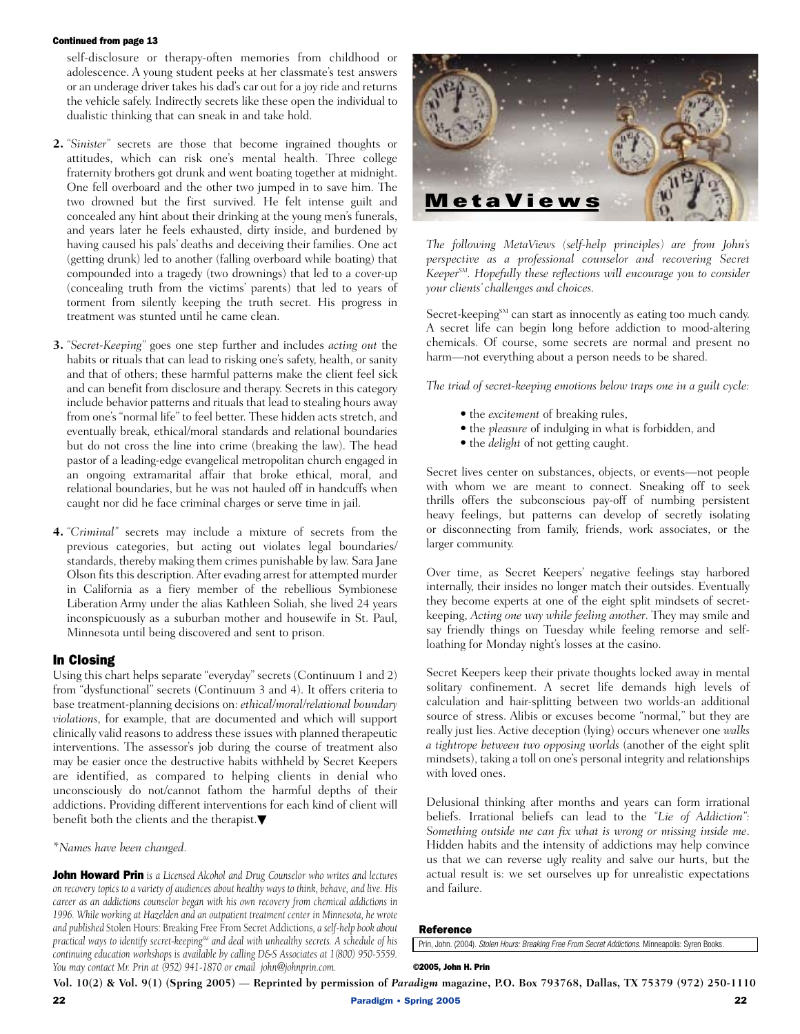Continued from page 13

self-disclosure or therapy-often memories from childhood or adolescence. A young student peeks at her classmate's test answers or an underage driver takes his dad's car out for a joy ride and returns the vehicle safely. Indirectly secrets like these open the individual to dualistic thinking that can sneak in and take hold.

2. *"Sinister"* secrets are those that become ingrained thoughts or attitudes, which can risk one's mental health. Three college fraternity brothers got drunk and went boating together at midnight. One fell overboard and the other two jumped in to save him. The two drowned but the first survived. He felt intense guilt and concealed any hint about their drinking at the young men's funerals, and years later he feels exhausted, dirty inside, and burdened by having caused his pals' deaths and deceiving their families. One act (getting drunk) led to another (falling overboard while boating) that compounded into a tragedy (two drownings) that led to a cover-up (concealing truth from the victims' parents) that led to years of torment from silently keeping the truth secret. His progress in treatment was stunted until he came clean.

3. *"Secret-Keeping"* goes one step further and includes *acting out* the habits or rituals that can lead to risking one's safety, health, or sanity and that of others; these harmful patterns make the client feel sick and can benefit from disclosure and therapy. Secrets in this category include behavior patterns and rituals that lead to stealing hours away from one's "normal life" to feel better. These hidden acts stretch, and eventually break, ethical/moral standards and relational boundaries but do not cross the line into crime (breaking the law). The head pastor of a leading-edge evangelical metropolitan church engaged in an ongoing extramarital affair that broke ethical, moral, and relational boundaries, but he was not hauled off in handcuffs when caught nor did he face criminal charges or serve time in jail.

4. *"Criminal"* secrets may include a mixture of secrets from the previous categories, but acting out violates legal boundaries/ standards, thereby making them crimes punishable by law. Sara Jane Olson fits this description. After evading arrest for attempted murder in California as a fiery member of the rebellious Symbionese Liberation Army under the alias Kathleen Soliah, she lived 24 years inconspicuously as a suburban mother and housewife in St. Paul, Minnesota until being discovered and sent to prison.

## In Closing

Using this chart helps separate "everyday" secrets (Continuum 1 and 2) from "dysfunctional" secrets (Continuum 3 and 4). It offers criteria to base treatment-planning decisions on: *ethical/moral/relational boundary violations*, for example, that are documented and which will support clinically valid reasons to address these issues with planned therapeutic interventions. The assessor's job during the course of treatment also may be easier once the destructive habits withheld by Secret Keepers are identified, as compared to helping clients in denial who unconsciously do not/cannot fathom the harmful depths of their addictions. Providing different interventions for each kind of client will benefit both the clients and the therapist.▼

*\*Names have been changed.*

**John Howard Prin** *is a Licensed Alcohol and Drug Counselor who writes and lectures on recovery topics to a variety of audiences about healthy ways to think, behave, and live. His career as an addictions counselor began with his own recovery from chemical addictions in 1996. While working at Hazelden and an outpatient treatment center in Minnesota, he wrote and published* Stolen Hours: Breaking Free From Secret Addictions, *a self-help book about practical ways to identify secret-keeping*[SM] *and deal with unhealthy secrets. A schedule of his continuing education workshops is available by calling D&S Associates at 1(800) 950-5559. You may contact Mr. Prin at (952) 941-1870 or email john@johnprin.com.*

## MetaViews

*The following MetaViews (self-help principles) are from John's perspective as a professional counselor and recovering Secret Keeper*[SM]*. Hopefully these reflections will encourage you to consider your clients' challenges and choices.*

Secret-keeping[SM] can start as innocently as eating too much candy. A secret life can begin long before addiction to mood-altering chemicals. Of course, some secrets are normal and present no harm—not everything about a person needs to be shared.

*The triad of secret-keeping emotions below traps one in a guilt cycle:*

- the *excitement* of breaking rules,
- the *pleasure* of indulging in what is forbidden, and
- the *delight* of not getting caught.

Secret lives center on substances, objects, or events—not people with whom we are meant to connect. Sneaking off to seek thrills offers the subconscious pay-off of numbing persistent heavy feelings, but patterns can develop of secretly isolating or disconnecting from family, friends, work associates, or the larger community.

Over time, as Secret Keepers' negative feelings stay harbored internally, their insides no longer match their outsides. Eventually they become experts at one of the eight split mindsets of secret-keeping, *Acting one way while feeling another*. They may smile and say friendly things on Tuesday while feeling remorse and self-loathing for Monday night's losses at the casino.

Secret Keepers keep their private thoughts locked away in mental solitary confinement. A secret life demands high levels of calculation and hair-splitting between two worlds-an additional source of stress. Alibis or excuses become "normal," but they are really just lies. Active deception (lying) occurs whenever one *walks a tightrope between two opposing worlds* (another of the eight split mindsets), taking a toll on one's personal integrity and relationships with loved ones.

Delusional thinking after months and years can form irrational beliefs. Irrational beliefs can lead to the *"Lie of Addiction": Something outside me can fix what is wrong or missing inside me*. Hidden habits and the intensity of addictions may help convince us that we can reverse ugly reality and salve our hurts, but the actual result is: we set ourselves up for unrealistic expectations and failure.

### Reference

Prin, John. (2004). *Stolen Hours: Breaking Free From Secret Addictions.* Minneapolis: Syren Books.

©2005, John H. Prin

**Vol. 10(2) & Vol. 9(1) (Spring 2005) — Reprinted by permission of *Paradigm* magazine, P.O. Box 793768, Dallas, TX 75379 (972) 250-1110**